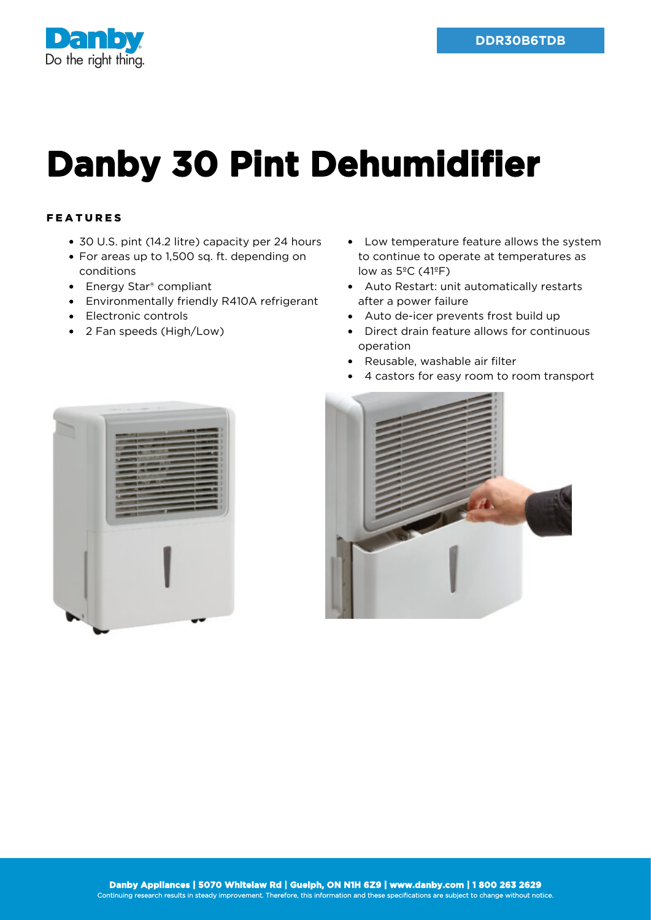DDR30B6TDB

# Danby 30 Pint Dehumidifier

## FEATURES

- 30 U.S. pint (14.2 litre) capacity per 24 hours
- For areas up to 1,500 sq. ft. depending on conditions
- Energy Star® compliant
- Environmentally friendly R410A refrigerant
- Electronic controls
- 2 Fan speeds (High/Low)
- Low temperature feature allows the system to continue to operate at temperatures as low as 5ºC (41ºF)
- Auto Restart: unit automatically restarts after a power failure
- Auto de-icer prevents frost build up
- Direct drain feature allows for continuous operation
- Reusable, washable air filter
- 4 castors for easy room to room transport

**Danby Appliances | 5070 Whitelaw Rd | Guelph, ON N1H 6Z9 | www.danby.com | 1 800 263 2629**

Continuing research results in steady improvement. Therefore, this information and these specifications are subject to change without notice.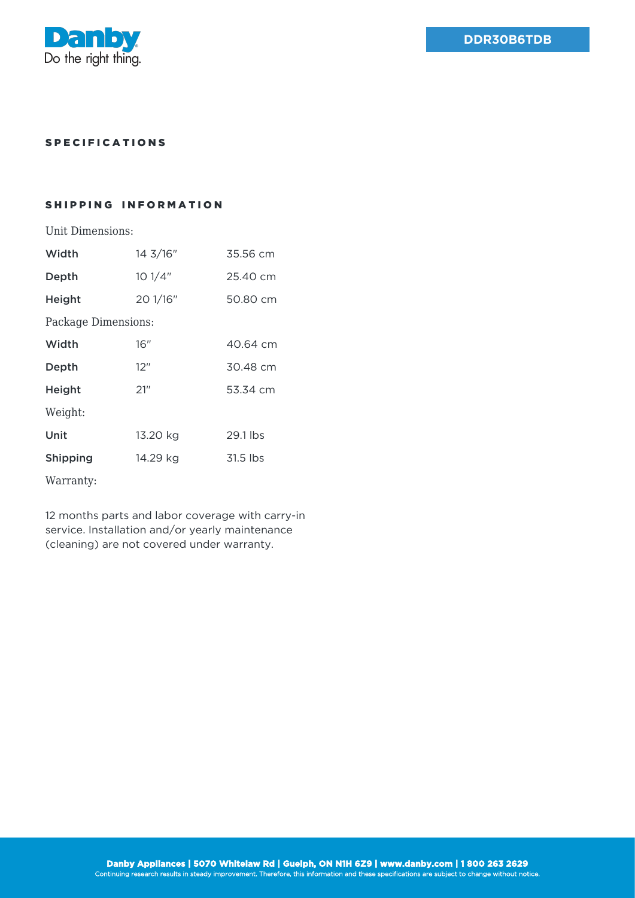DDR30B6TDB

## SPECIFICATIONS

### SHIPPING INFORMATION

Unit Dimensions:

| | | |
|---|---|---|
| **Width** | 14 3/16" | 35.56 cm |
| **Depth** | 10 1/4" | 25.40 cm |
| **Height** | 20 1/16" | 50.80 cm |

Package Dimensions:

| | | |
|---|---|---|
| **Width** | 16" | 40.64 cm |
| **Depth** | 12" | 30.48 cm |
| **Height** | 21" | 53.34 cm |

Weight:

| | | |
|---|---|---|
| **Unit** | 13.20 kg | 29.1 lbs |
| **Shipping** | 14.29 kg | 31.5 lbs |

Warranty:

12 months parts and labor coverage with carry-in service. Installation and/or yearly maintenance (cleaning) are not covered under warranty.

**Danby Appliances | 5070 Whitelaw Rd | Guelph, ON N1H 6Z9 | www.danby.com | 1 800 263 2629**
Continuing research results in steady improvement. Therefore, this information and these specifications are subject to change without notice.